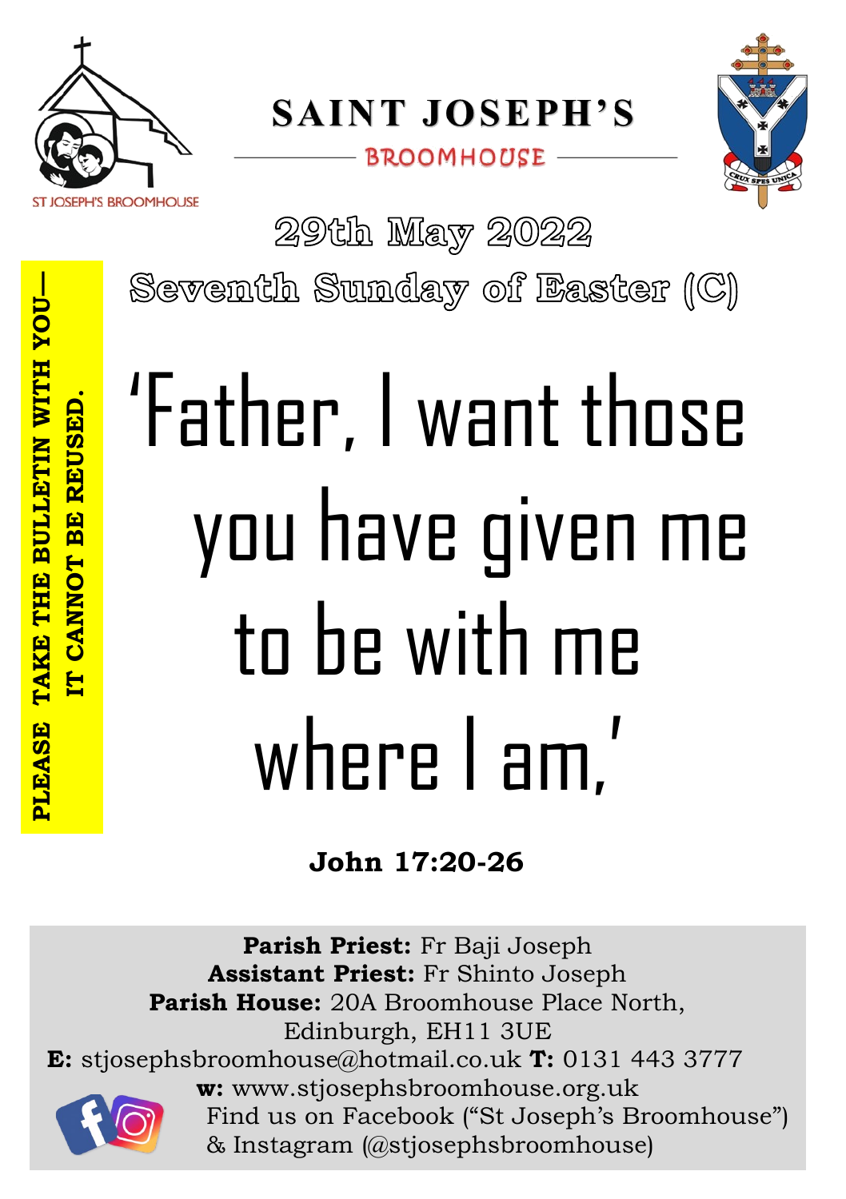ST JOSEPH'S BROOMHOUSE

# SAINT JOSEPH'S

BROOMHOUSE

CRUX SPES UNICA

PLEASE TAKE THE BULLETIN WITH YOU— IT CANNOT BE REUSED.

## 29th May 2022

## Seventh Sunday of Easter (C)

# 'Father, I want those you have given me to be with me where I am.'

**John 17:20-26**

**Parish Priest:** Fr Baji Joseph
**Assistant Priest:** Fr Shinto Joseph
**Parish House:** 20A Broomhouse Place North, Edinburgh, EH11 3UE
**E:** stjosephsbroomhouse@hotmail.co.uk **T:** 0131 443 3777
**w:** www.stjosephsbroomhouse.org.uk
Find us on Facebook ("St Joseph's Broomhouse") & Instagram (@stjosephsbroomhouse)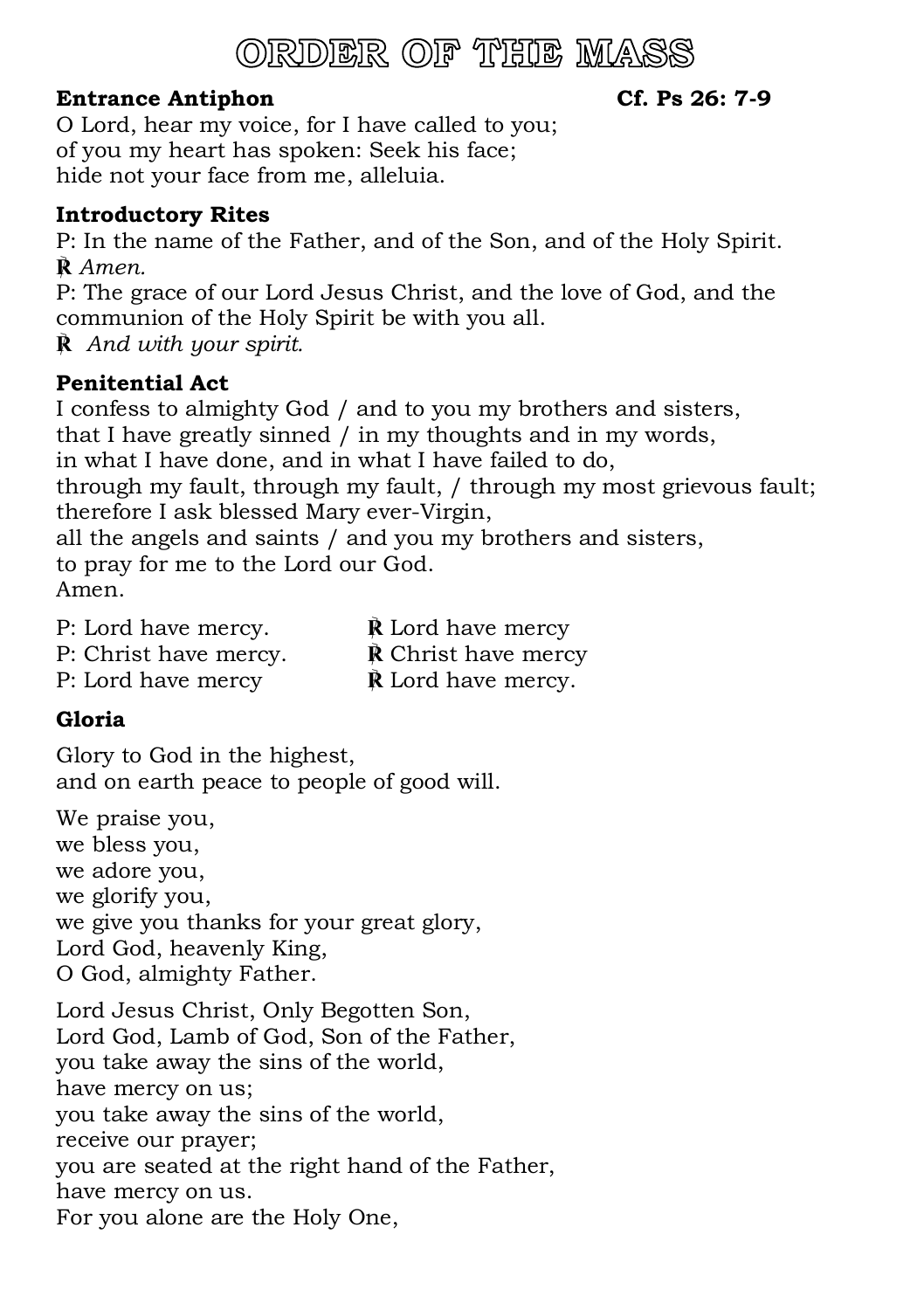# ORDER OF THE MASS

**Entrance Antiphon** **Cf. Ps 26: 7-9**

O Lord, hear my voice, for I have called to you;
of you my heart has spoken: Seek his face;
hide not your face from me, alleluia.

**Introductory Rites**

P: In the name of the Father, and of the Son, and of the Holy Spirit.
℟ *Amen.*
P: The grace of our Lord Jesus Christ, and the love of God, and the communion of the Holy Spirit be with you all.
℟ *And with your spirit.*

**Penitential Act**

I confess to almighty God / and to you my brothers and sisters,
that I have greatly sinned / in my thoughts and in my words,
in what I have done, and in what I have failed to do,
through my fault, through my fault, / through my most grievous fault;
therefore I ask blessed Mary ever-Virgin,
all the angels and saints / and you my brothers and sisters,
to pray for me to the Lord our God.
Amen.

P: Lord have mercy. ℟ Lord have mercy
P: Christ have mercy. ℟ Christ have mercy
P: Lord have mercy ℟ Lord have mercy.

## Gloria

Glory to God in the highest,
and on earth peace to people of good will.

We praise you,
we bless you,
we adore you,
we glorify you,
we give you thanks for your great glory,
Lord God, heavenly King,
O God, almighty Father.

Lord Jesus Christ, Only Begotten Son,
Lord God, Lamb of God, Son of the Father,
you take away the sins of the world,
have mercy on us;
you take away the sins of the world,
receive our prayer;
you are seated at the right hand of the Father,
have mercy on us.
For you alone are the Holy One,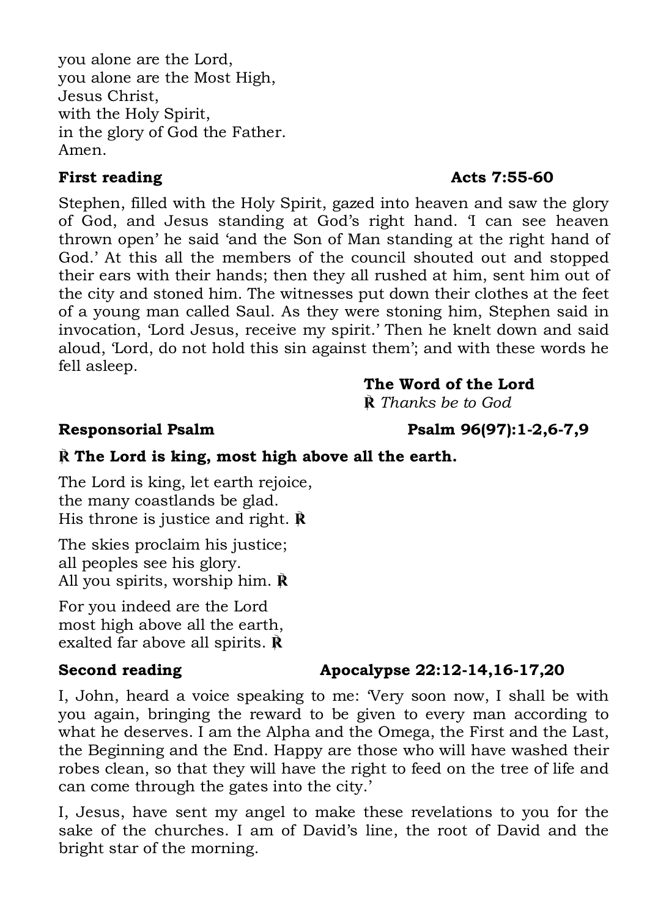you alone are the Lord,
you alone are the Most High,
Jesus Christ,
with the Holy Spirit,
in the glory of God the Father.
Amen.

**First reading** **Acts 7:55-60**

Stephen, filled with the Holy Spirit, gazed into heaven and saw the glory of God, and Jesus standing at God's right hand. 'I can see heaven thrown open' he said 'and the Son of Man standing at the right hand of God.' At this all the members of the council shouted out and stopped their ears with their hands; then they all rushed at him, sent him out of the city and stoned him. The witnesses put down their clothes at the feet of a young man called Saul. As they were stoning him, Stephen said in invocation, 'Lord Jesus, receive my spirit.' Then he knelt down and said aloud, 'Lord, do not hold this sin against them'; and with these words he fell asleep.

**The Word of the Lord**
℟ *Thanks be to God*

**Responsorial Psalm** **Psalm 96(97):1-2,6-7,9**

**℟ The Lord is king, most high above all the earth.**

The Lord is king, let earth rejoice,
the many coastlands be glad.
His throne is justice and right. ℟

The skies proclaim his justice;
all peoples see his glory.
All you spirits, worship him. ℟

For you indeed are the Lord
most high above all the earth,
exalted far above all spirits. ℟

**Second reading** **Apocalypse 22:12-14,16-17,20**

I, John, heard a voice speaking to me: 'Very soon now, I shall be with you again, bringing the reward to be given to every man according to what he deserves. I am the Alpha and the Omega, the First and the Last, the Beginning and the End. Happy are those who will have washed their robes clean, so that they will have the right to feed on the tree of life and can come through the gates into the city.'

I, Jesus, have sent my angel to make these revelations to you for the sake of the churches. I am of David's line, the root of David and the bright star of the morning.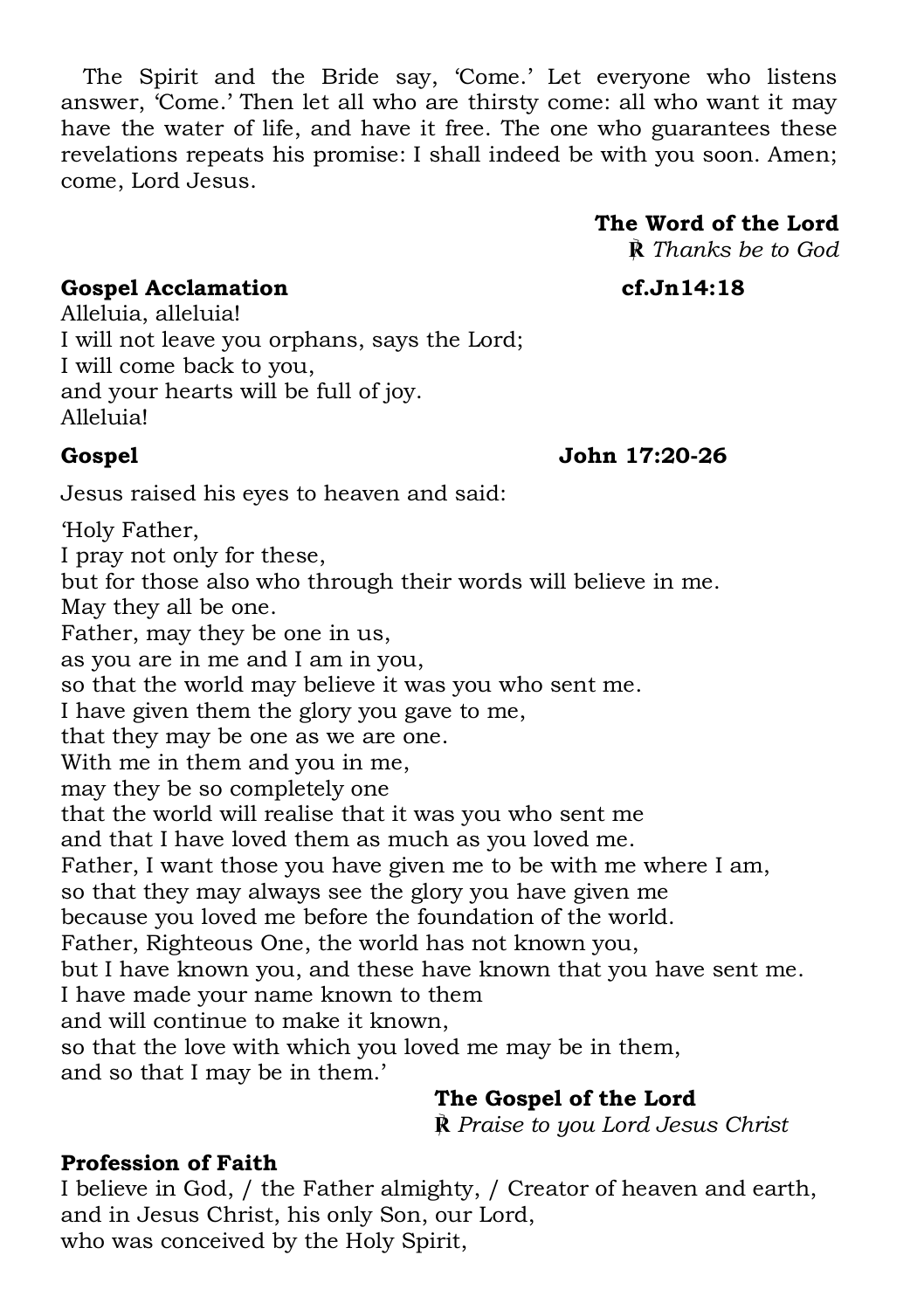The Spirit and the Bride say, 'Come.' Let everyone who listens answer, 'Come.' Then let all who are thirsty come: all who want it may have the water of life, and have it free. The one who guarantees these revelations repeats his promise: I shall indeed be with you soon. Amen; come, Lord Jesus.

**The Word of the Lord**
℟ *Thanks be to God*

**Gospel Acclamation** **cf.Jn14:18**

Alleluia, alleluia!
I will not leave you orphans, says the Lord;
I will come back to you,
and your hearts will be full of joy.
Alleluia!

**Gospel** **John 17:20-26**

Jesus raised his eyes to heaven and said:

'Holy Father,
I pray not only for these,
but for those also who through their words will believe in me.
May they all be one.
Father, may they be one in us,
as you are in me and I am in you,
so that the world may believe it was you who sent me.
I have given them the glory you gave to me,
that they may be one as we are one.
With me in them and you in me,
may they be so completely one
that the world will realise that it was you who sent me
and that I have loved them as much as you loved me.
Father, I want those you have given me to be with me where I am,
so that they may always see the glory you have given me
because you loved me before the foundation of the world.
Father, Righteous One, the world has not known you,
but I have known you, and these have known that you have sent me.
I have made your name known to them
and will continue to make it known,
so that the love with which you loved me may be in them,
and so that I may be in them.'

**The Gospel of the Lord**
℟ *Praise to you Lord Jesus Christ*

**Profession of Faith**

I believe in God, / the Father almighty, / Creator of heaven and earth,
and in Jesus Christ, his only Son, our Lord,
who was conceived by the Holy Spirit,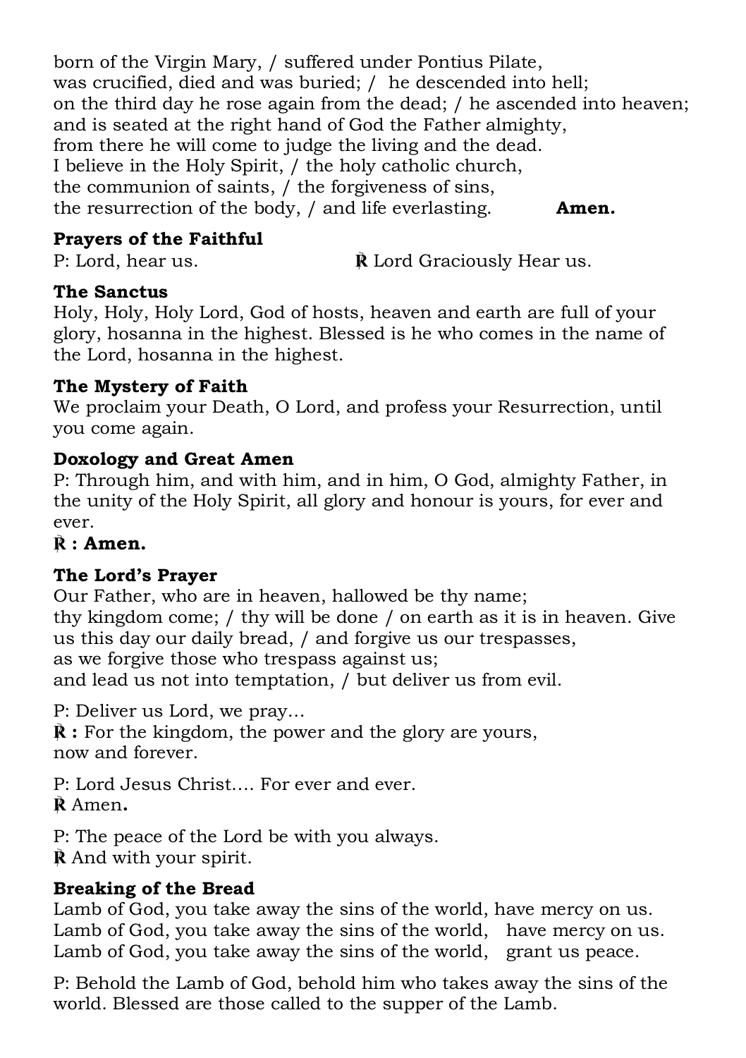born of the Virgin Mary, / suffered under Pontius Pilate,
was crucified, died and was buried; / he descended into hell;
on the third day he rose again from the dead; / he ascended into heaven;
and is seated at the right hand of God the Father almighty,
from there he will come to judge the living and the dead.
I believe in the Holy Spirit, / the holy catholic church,
the communion of saints, / the forgiveness of sins,
the resurrection of the body, / and life everlasting. **Amen.**

**Prayers of the Faithful**
P: Lord, hear us. ℟ Lord Graciously Hear us.

**The Sanctus**
Holy, Holy, Holy Lord, God of hosts, heaven and earth are full of your glory, hosanna in the highest. Blessed is he who comes in the name of the Lord, hosanna in the highest.

**The Mystery of Faith**
We proclaim your Death, O Lord, and profess your Resurrection, until you come again.

**Doxology and Great Amen**
P: Through him, and with him, and in him, O God, almighty Father, in the unity of the Holy Spirit, all glory and honour is yours, for ever and ever.
**℟ : Amen.**

**The Lord's Prayer**
Our Father, who are in heaven, hallowed be thy name;
thy kingdom come; / thy will be done / on earth as it is in heaven. Give us this day our daily bread, / and forgive us our trespasses,
as we forgive those who trespass against us;
and lead us not into temptation, / but deliver us from evil.

P: Deliver us Lord, we pray…
**℟ :** For the kingdom, the power and the glory are yours,
now and forever.

P: Lord Jesus Christ…. For ever and ever.
℟ Amen**.**

P: The peace of the Lord be with you always.
℟ And with your spirit.

**Breaking of the Bread**
Lamb of God, you take away the sins of the world, have mercy on us.
Lamb of God, you take away the sins of the world, have mercy on us.
Lamb of God, you take away the sins of the world, grant us peace.

P: Behold the Lamb of God, behold him who takes away the sins of the world. Blessed are those called to the supper of the Lamb.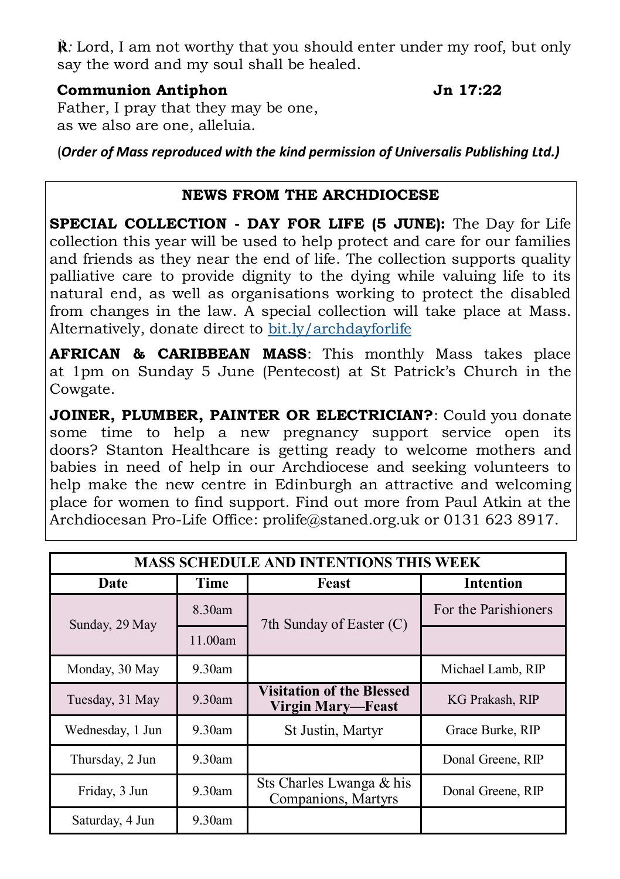℟: Lord, I am not worthy that you should enter under my roof, but only say the word and my soul shall be healed.

**Communion Antiphon** **Jn 17:22**

Father, I pray that they may be one,
as we also are one, alleluia.

(***Order of Mass reproduced with the kind permission of Universalis Publishing Ltd.)***

## NEWS FROM THE ARCHDIOCESE

**SPECIAL COLLECTION - DAY FOR LIFE (5 JUNE):** The Day for Life collection this year will be used to help protect and care for our families and friends as they near the end of life. The collection supports quality palliative care to provide dignity to the dying while valuing life to its natural end, as well as organisations working to protect the disabled from changes in the law. A special collection will take place at Mass. Alternatively, donate direct to bit.ly/archdayforlife

**AFRICAN & CARIBBEAN MASS**: This monthly Mass takes place at 1pm on Sunday 5 June (Pentecost) at St Patrick's Church in the Cowgate.

**JOINER, PLUMBER, PAINTER OR ELECTRICIAN?**: Could you donate some time to help a new pregnancy support service open its doors? Stanton Healthcare is getting ready to welcome mothers and babies in need of help in our Archdiocese and seeking volunteers to help make the new centre in Edinburgh an attractive and welcoming place for women to find support. Find out more from Paul Atkin at the Archdiocesan Pro-Life Office: prolife@staned.org.uk or 0131 623 8917.

| MASS SCHEDULE AND INTENTIONS THIS WEEK | | | |
|---|---|---|---|
| **Date** | **Time** | **Feast** | **Intention** |
| Sunday, 29 May | 8.30am | 7th Sunday of Easter (C) | For the Parishioners |
| | 11.00am | | |
| Monday, 30 May | 9.30am | | Michael Lamb, RIP |
| Tuesday, 31 May | 9.30am | **Visitation of the Blessed Virgin Mary—Feast** | KG Prakash, RIP |
| Wednesday, 1 Jun | 9.30am | St Justin, Martyr | Grace Burke, RIP |
| Thursday, 2 Jun | 9.30am | | Donal Greene, RIP |
| Friday, 3 Jun | 9.30am | Sts Charles Lwanga & his Companions, Martyrs | Donal Greene, RIP |
| Saturday, 4 Jun | 9.30am | | |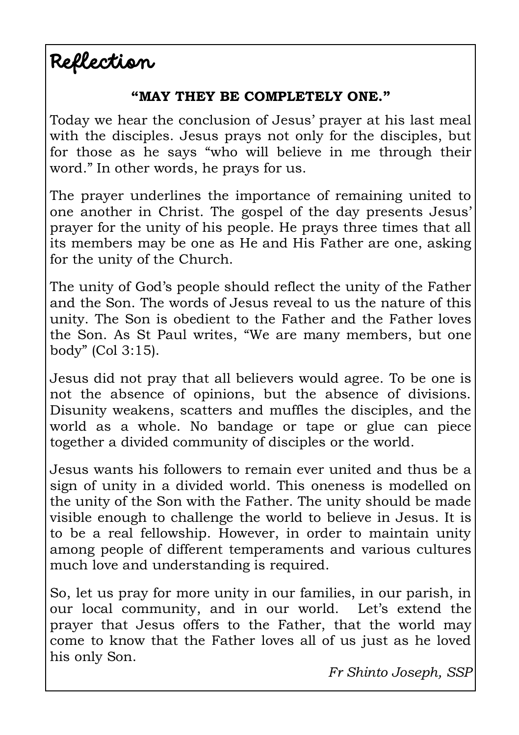# Reflection

**"MAY THEY BE COMPLETELY ONE."**

Today we hear the conclusion of Jesus' prayer at his last meal with the disciples. Jesus prays not only for the disciples, but for those as he says "who will believe in me through their word." In other words, he prays for us.

The prayer underlines the importance of remaining united to one another in Christ. The gospel of the day presents Jesus' prayer for the unity of his people. He prays three times that all its members may be one as He and His Father are one, asking for the unity of the Church.

The unity of God's people should reflect the unity of the Father and the Son. The words of Jesus reveal to us the nature of this unity. The Son is obedient to the Father and the Father loves the Son. As St Paul writes, "We are many members, but one body" (Col 3:15).

Jesus did not pray that all believers would agree. To be one is not the absence of opinions, but the absence of divisions. Disunity weakens, scatters and muffles the disciples, and the world as a whole. No bandage or tape or glue can piece together a divided community of disciples or the world.

Jesus wants his followers to remain ever united and thus be a sign of unity in a divided world. This oneness is modelled on the unity of the Son with the Father. The unity should be made visible enough to challenge the world to believe in Jesus. It is to be a real fellowship. However, in order to maintain unity among people of different temperaments and various cultures much love and understanding is required.

So, let us pray for more unity in our families, in our parish, in our local community, and in our world. Let's extend the prayer that Jesus offers to the Father, that the world may come to know that the Father loves all of us just as he loved his only Son.

*Fr Shinto Joseph, SSP*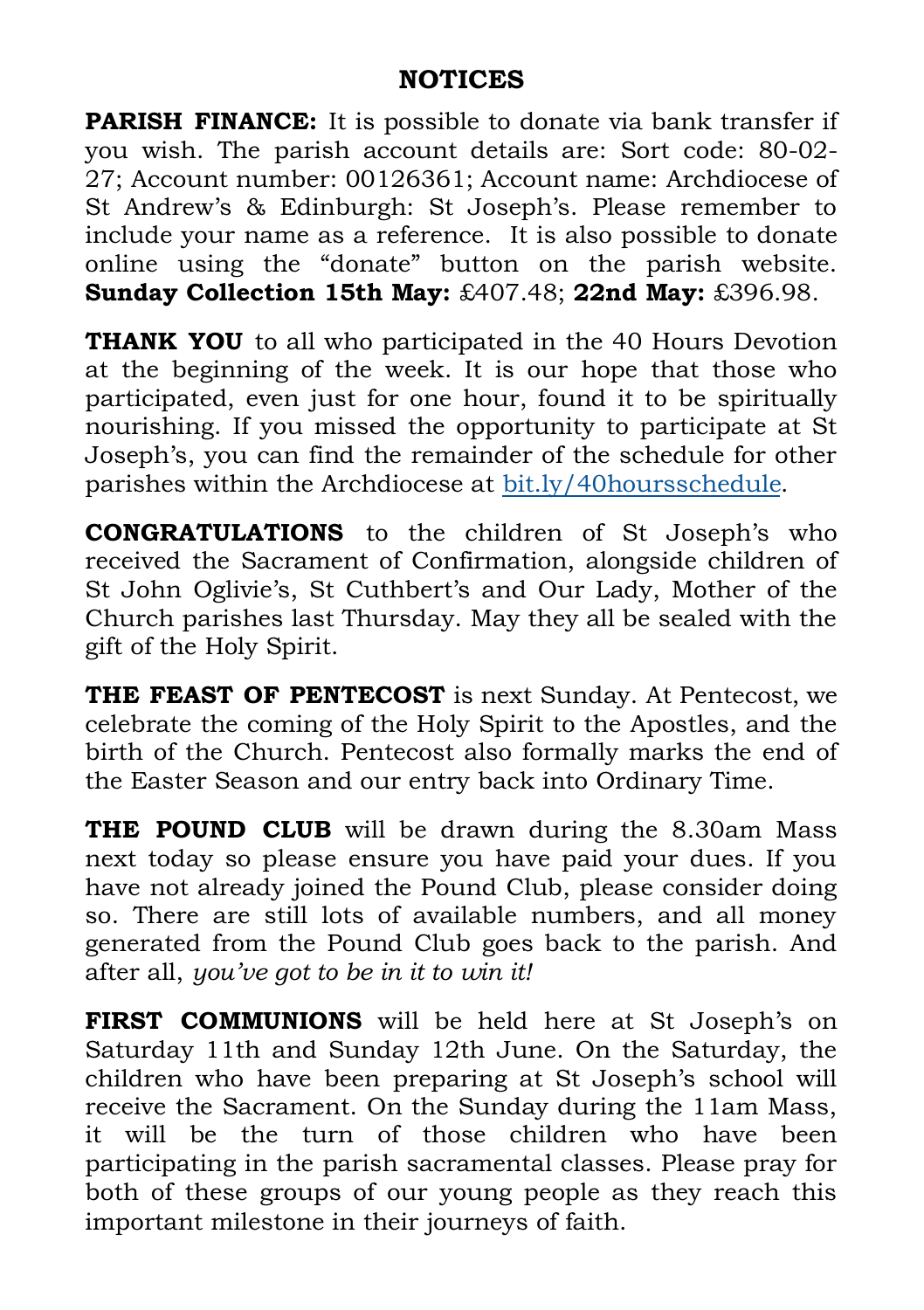# NOTICES

**PARISH FINANCE:** It is possible to donate via bank transfer if you wish. The parish account details are: Sort code: 80-02-27; Account number: 00126361; Account name: Archdiocese of St Andrew's & Edinburgh: St Joseph's. Please remember to include your name as a reference. It is also possible to donate online using the "donate" button on the parish website. **Sunday Collection 15th May:** £407.48; **22nd May:** £396.98.

**THANK YOU** to all who participated in the 40 Hours Devotion at the beginning of the week. It is our hope that those who participated, even just for one hour, found it to be spiritually nourishing. If you missed the opportunity to participate at St Joseph's, you can find the remainder of the schedule for other parishes within the Archdiocese at bit.ly/40hoursschedule.

**CONGRATULATIONS** to the children of St Joseph's who received the Sacrament of Confirmation, alongside children of St John Oglivie's, St Cuthbert's and Our Lady, Mother of the Church parishes last Thursday. May they all be sealed with the gift of the Holy Spirit.

**THE FEAST OF PENTECOST** is next Sunday. At Pentecost, we celebrate the coming of the Holy Spirit to the Apostles, and the birth of the Church. Pentecost also formally marks the end of the Easter Season and our entry back into Ordinary Time.

**THE POUND CLUB** will be drawn during the 8.30am Mass next today so please ensure you have paid your dues. If you have not already joined the Pound Club, please consider doing so. There are still lots of available numbers, and all money generated from the Pound Club goes back to the parish. And after all, *you've got to be in it to win it!*

**FIRST COMMUNIONS** will be held here at St Joseph's on Saturday 11th and Sunday 12th June. On the Saturday, the children who have been preparing at St Joseph's school will receive the Sacrament. On the Sunday during the 11am Mass, it will be the turn of those children who have been participating in the parish sacramental classes. Please pray for both of these groups of our young people as they reach this important milestone in their journeys of faith.